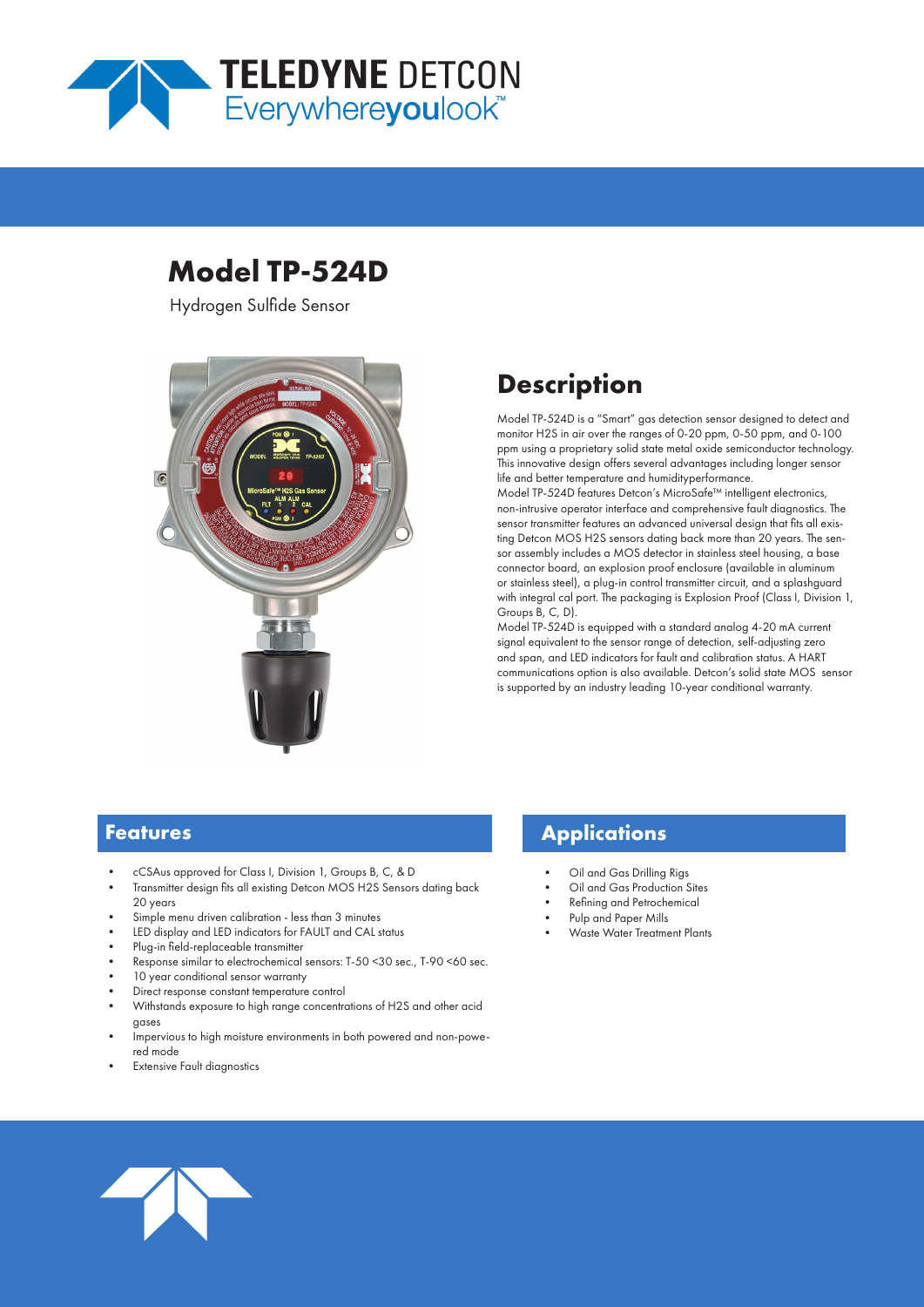# Model TP-524D

Hydrogen Sulfide Sensor

## Description

Model TP-524D is a "Smart" gas detection sensor designed to detect and monitor H2S in air over the ranges of 0-20 ppm, 0-50 ppm, and 0-100 ppm using a proprietary solid state metal oxide semiconductor technology. This innovative design offers several advantages including longer sensor life and better temperature and humidityperformance.

Model TP-524D features Detcon's MicroSafe™ intelligent electronics, non-intrusive operator interface and comprehensive fault diagnostics. The sensor transmitter features an advanced universal design that fits all existing Detcon MOS H2S sensors dating back more than 20 years. The sensor assembly includes a MOS detector in stainless steel housing, a base connector board, an explosion proof enclosure (available in aluminum or stainless steel), a plug-in control transmitter circuit, and a splashguard with integral cal port. The packaging is Explosion Proof (Class I, Division 1, Groups B, C, D).

Model TP-524D is equipped with a standard analog 4-20 mA current signal equivalent to the sensor range of detection, self-adjusting zero and span, and LED indicators for fault and calibration status. A HART communications option is also available. Detcon's solid state MOS sensor is supported by an industry leading 10-year conditional warranty.

## Features

- cCSAus approved for Class I, Division 1, Groups B, C, & D
- Transmitter design fits all existing Detcon MOS H2S Sensors dating back 20 years
- Simple menu driven calibration - less than 3 minutes
- LED display and LED indicators for FAULT and CAL status
- Plug-in field-replaceable transmitter
- Response similar to electrochemical sensors: T-50 <30 sec., T-90 <60 sec.
- 10 year conditional sensor warranty
- Direct response constant temperature control
- Withstands exposure to high range concentrations of H2S and other acid gases
- Impervious to high moisture environments in both powered and non-powered mode
- Extensive Fault diagnostics

## Applications

- Oil and Gas Drilling Rigs
- Oil and Gas Production Sites
- Refining and Petrochemical
- Pulp and Paper Mills
- Waste Water Treatment Plants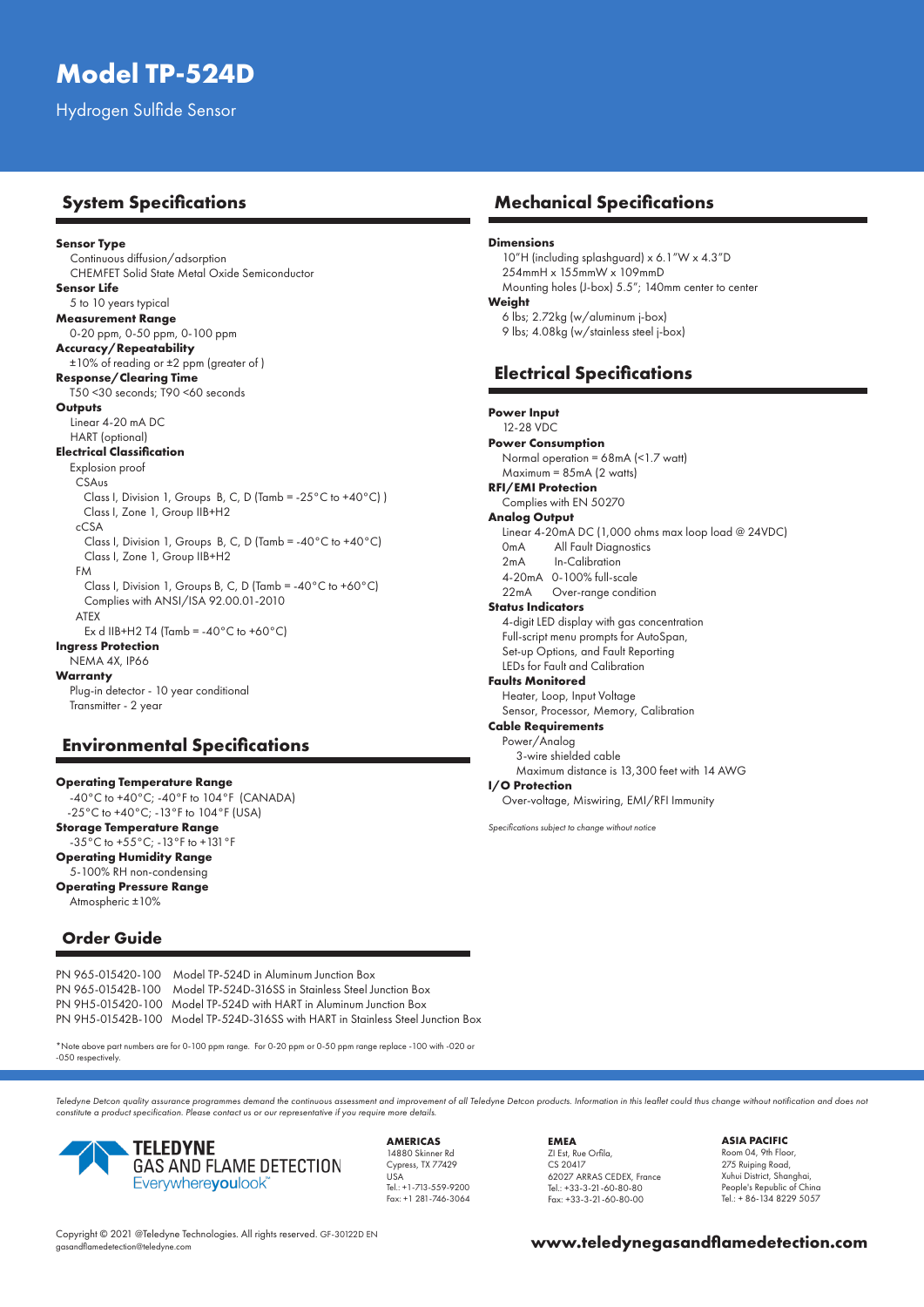# Model TP-524D

Hydrogen Sulfide Sensor

## System Specifications

**Sensor Type**
Continuous diffusion/adsorption
CHEMFET Solid State Metal Oxide Semiconductor

**Sensor Life**
5 to 10 years typical

**Measurement Range**
0-20 ppm, 0-50 ppm, 0-100 ppm

**Accuracy/Repeatability**
±10% of reading or ±2 ppm (greater of )

**Response/Clearing Time**
T50 <30 seconds; T90 <60 seconds

**Outputs**
Linear 4-20 mA DC
HART (optional)

**Electrical Classification**
Explosion proof
CSAus
Class I, Division 1, Groups B, C, D (Tamb = -25°C to +40°C) )
Class I, Zone 1, Group IIB+H2
cCSA
Class I, Division 1, Groups B, C, D (Tamb = -40°C to +40°C)
Class I, Zone 1, Group IIB+H2
FM
Class I, Division 1, Groups B, C, D (Tamb = -40°C to +60°C)
Complies with ANSI/ISA 92.00.01-2010
ATEX
Ex d IIB+H2 T4 (Tamb = -40°C to +60°C)

**Ingress Protection**
NEMA 4X, IP66

**Warranty**
Plug-in detector - 10 year conditional
Transmitter - 2 year

## Environmental Specifications

**Operating Temperature Range**
-40°C to +40°C; -40°F to 104°F (CANADA)
-25°C to +40°C; -13°F to 104°F (USA)

**Storage Temperature Range**
-35°C to +55°C; -13°F to +131°F

**Operating Humidity Range**
5-100% RH non-condensing

**Operating Pressure Range**
Atmospheric ±10%

## Order Guide

PN 965-015420-100 Model TP-524D in Aluminum Junction Box
PN 965-01542B-100 Model TP-524D-316SS in Stainless Steel Junction Box
PN 9H5-015420-100 Model TP-524D with HART in Aluminum Junction Box
PN 9H5-01542B-100 Model TP-524D-316SS with HART in Stainless Steel Junction Box

*Note above part numbers are for 0-100 ppm range. For 0-20 ppm or 0-50 ppm range replace -100 with -020 or -050 respectively.

## Mechanical Specifications

**Dimensions**
10"H (including splashguard) x 6.1"W x 4.3"D
254mmH x 155mmW x 109mmD
Mounting holes (J-box) 5.5"; 140mm center to center

**Weight**
6 lbs; 2.72kg (w/aluminum j-box)
9 lbs; 4.08kg (w/stainless steel j-box)

## Electrical Specifications

**Power Input**
12-28 VDC

**Power Consumption**
Normal operation = 68mA (<1.7 watt)
Maximum = 85mA (2 watts)

**RFI/EMI Protection**
Complies with EN 50270

**Analog Output**
Linear 4-20mA DC (1,000 ohms max loop load @ 24VDC)
0mA All Fault Diagnostics
2mA In-Calibration
4-20mA 0-100% full-scale
22mA Over-range condition

**Status Indicators**
4-digit LED display with gas concentration
Full-script menu prompts for AutoSpan,
Set-up Options, and Fault Reporting
LEDs for Fault and Calibration

**Faults Monitored**
Heater, Loop, Input Voltage
Sensor, Processor, Memory, Calibration

**Cable Requirements**
Power/Analog
3-wire shielded cable
Maximum distance is 13,300 feet with 14 AWG

**I/O Protection**
Over-voltage, Miswiring, EMI/RFI Immunity

*Specifications subject to change without notice*

*Teledyne Detcon quality assurance programmes demand the continuous assessment and improvement of all Teledyne Detcon products. Information in this leaflet could thus change without notification and does not constitute a product specification. Please contact us or our representative if you require more details.*

TELEDYNE GAS AND FLAME DETECTION
Everywhereyoulook™

**AMERICAS**
14880 Skinner Rd
Cypress, TX 77429
USA
Tel.: +1-713-559-9200
Fax: +1 281-746-3064

**EMEA**
ZI Est, Rue Orfila,
CS 20417
62027 ARRAS CEDEX, France
Tel.: +33-3-21-60-80-80
Fax: +33-3-21-60-80-00

**ASIA PACIFIC**
Room 04, 9th Floor,
275 Ruiping Road,
Xuhui District, Shanghai,
People's Republic of China
Tel.: + 86-134 8229 5057

Copyright © 2021 @Teledyne Technologies. All rights reserved. GF-30122D EN
gasandflamedetection@teledyne.com

**www.teledynegasandflamedetection.com**